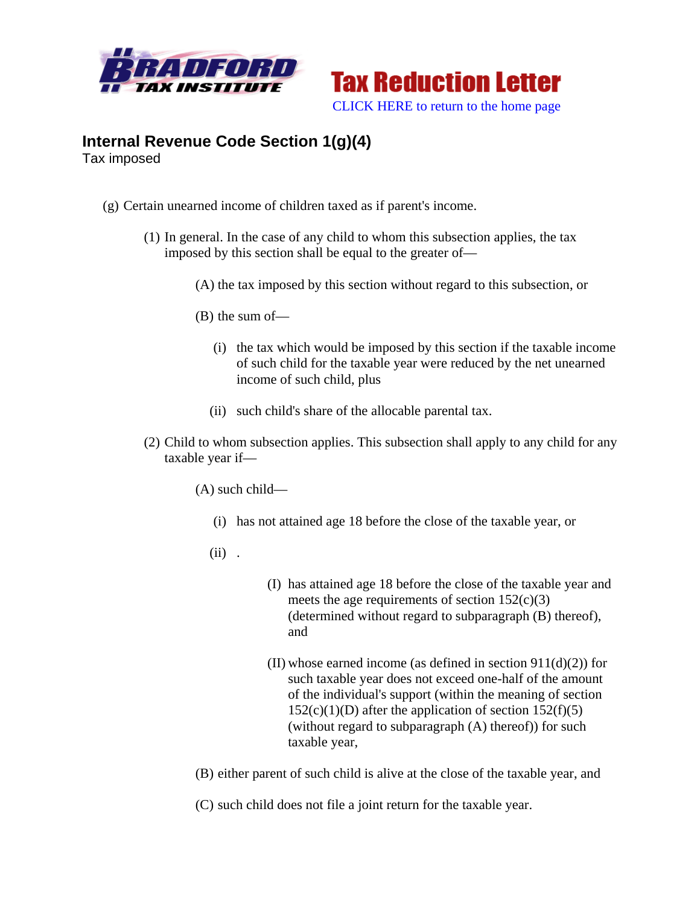**BRADFORD TAX INSTITUTE**

# Tax Reduction Letter

CLICK HERE to return to the home page

## Internal Revenue Code Section 1(g)(4)

Tax imposed

(g) Certain unearned income of children taxed as if parent's income.

- (1) In general. In the case of any child to whom this subsection applies, the tax imposed by this section shall be equal to the greater of—
  - (A) the tax imposed by this section without regard to this subsection, or
  - (B) the sum of—
    - (i) the tax which would be imposed by this section if the taxable income of such child for the taxable year were reduced by the net unearned income of such child, plus
    - (ii) such child's share of the allocable parental tax.
- (2) Child to whom subsection applies. This subsection shall apply to any child for any taxable year if—
  - (A) such child—
    - (i) has not attained age 18 before the close of the taxable year, or
    - (ii) .
      - (I) has attained age 18 before the close of the taxable year and meets the age requirements of section 152(c)(3) (determined without regard to subparagraph (B) thereof), and
      - (II) whose earned income (as defined in section 911(d)(2)) for such taxable year does not exceed one-half of the amount of the individual's support (within the meaning of section 152(c)(1)(D) after the application of section 152(f)(5) (without regard to subparagraph (A) thereof)) for such taxable year,
  - (B) either parent of such child is alive at the close of the taxable year, and
  - (C) such child does not file a joint return for the taxable year.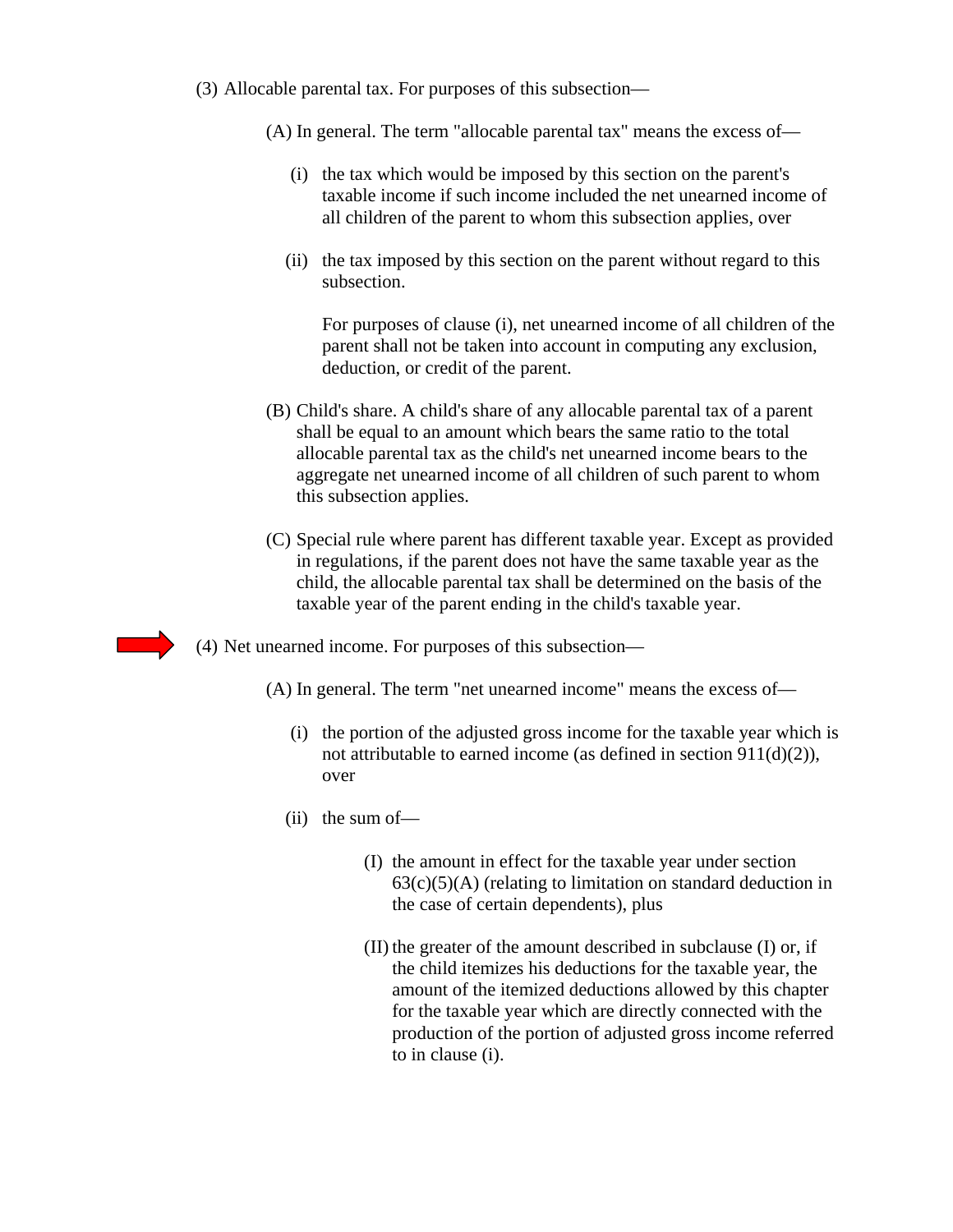(3) Allocable parental tax. For purposes of this subsection—

> (A) In general. The term "allocable parental tax" means the excess of—
>
> > (i) the tax which would be imposed by this section on the parent's taxable income if such income included the net unearned income of all children of the parent to whom this subsection applies, over
> >
> > (ii) the tax imposed by this section on the parent without regard to this subsection.
> >
> > For purposes of clause (i), net unearned income of all children of the parent shall not be taken into account in computing any exclusion, deduction, or credit of the parent.
>
> (B) Child's share. A child's share of any allocable parental tax of a parent shall be equal to an amount which bears the same ratio to the total allocable parental tax as the child's net unearned income bears to the aggregate net unearned income of all children of such parent to whom this subsection applies.
>
> (C) Special rule where parent has different taxable year. Except as provided in regulations, if the parent does not have the same taxable year as the child, the allocable parental tax shall be determined on the basis of the taxable year of the parent ending in the child's taxable year.

(4) Net unearned income. For purposes of this subsection—

> (A) In general. The term "net unearned income" means the excess of—
>
> > (i) the portion of the adjusted gross income for the taxable year which is not attributable to earned income (as defined in section 911(d)(2)), over
> >
> > (ii) the sum of—
> >
> > > (I) the amount in effect for the taxable year under section 63(c)(5)(A) (relating to limitation on standard deduction in the case of certain dependents), plus
> > >
> > > (II) the greater of the amount described in subclause (I) or, if the child itemizes his deductions for the taxable year, the amount of the itemized deductions allowed by this chapter for the taxable year which are directly connected with the production of the portion of adjusted gross income referred to in clause (i).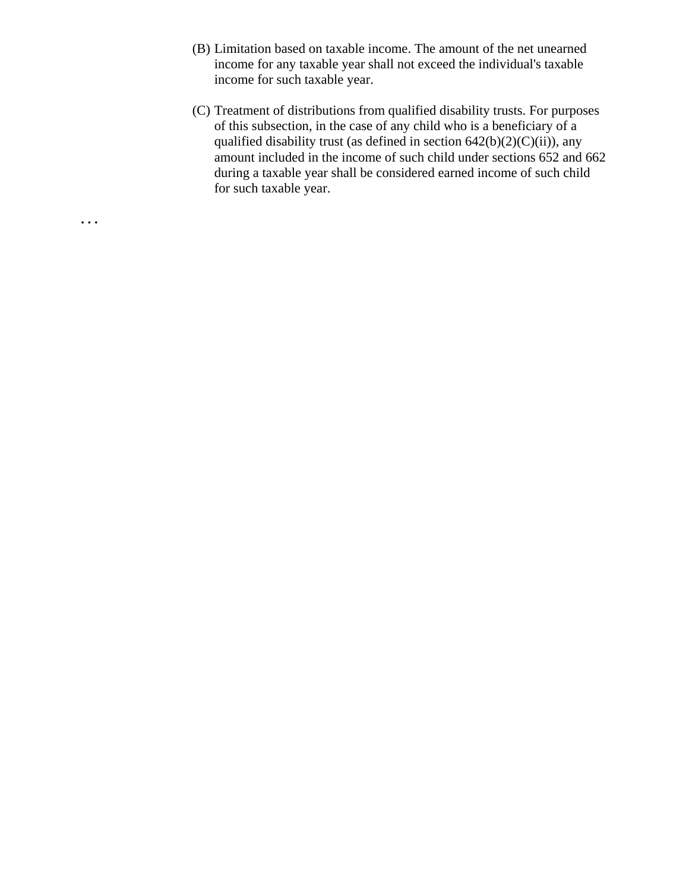(B) Limitation based on taxable income. The amount of the net unearned income for any taxable year shall not exceed the individual's taxable income for such taxable year.

(C) Treatment of distributions from qualified disability trusts. For purposes of this subsection, in the case of any child who is a beneficiary of a qualified disability trust (as defined in section 642(b)(2)(C)(ii)), any amount included in the income of such child under sections 652 and 662 during a taxable year shall be considered earned income of such child for such taxable year.

. . .